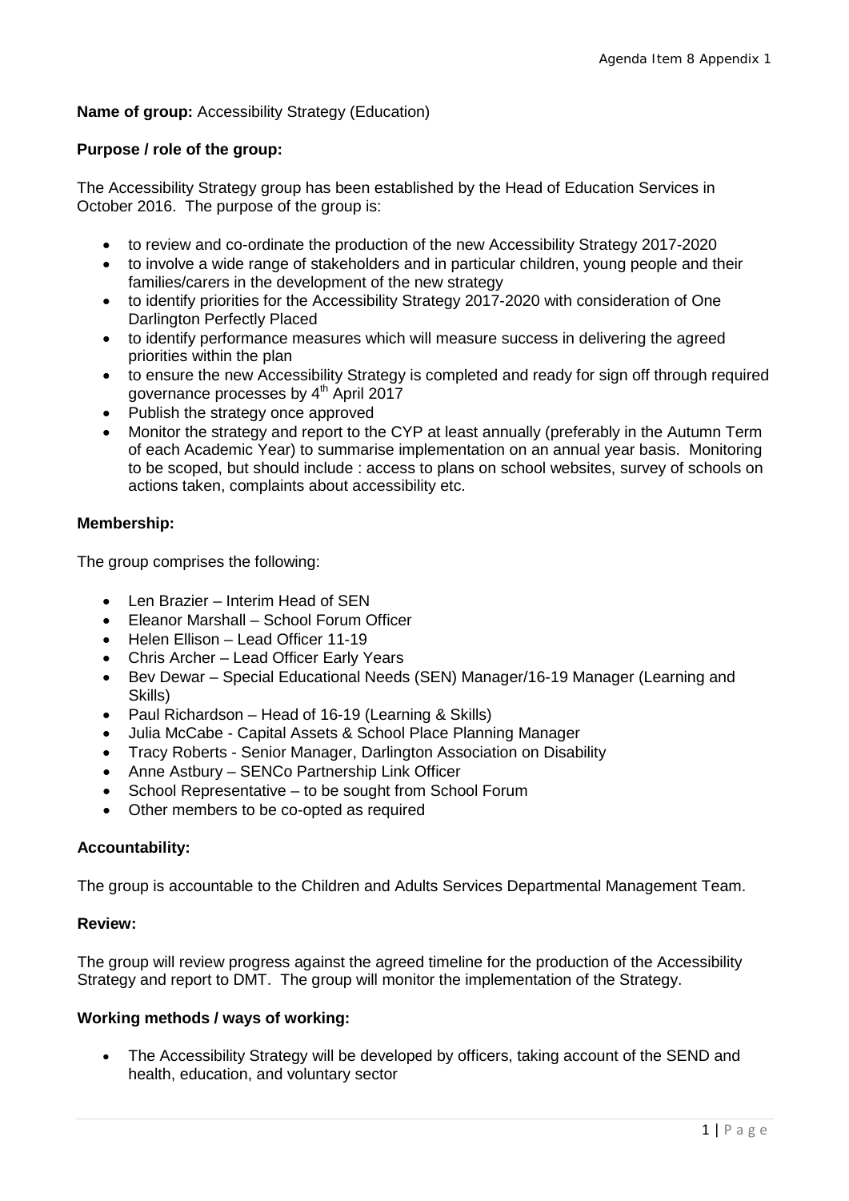**Name of group:** Accessibility Strategy (Education)

**Purpose / role of the group:**

The Accessibility Strategy group has been established by the Head of Education Services in October 2016. The purpose of the group is:

- to review and co-ordinate the production of the new Accessibility Strategy 2017-2020
- to involve a wide range of stakeholders and in particular children, young people and their families/carers in the development of the new strategy
- to identify priorities for the Accessibility Strategy 2017-2020 with consideration of One Darlington Perfectly Placed
- to identify performance measures which will measure success in delivering the agreed priorities within the plan
- to ensure the new Accessibility Strategy is completed and ready for sign off through required governance processes by 4th April 2017
- Publish the strategy once approved
- Monitor the strategy and report to the CYP at least annually (preferably in the Autumn Term of each Academic Year) to summarise implementation on an annual year basis. Monitoring to be scoped, but should include : access to plans on school websites, survey of schools on actions taken, complaints about accessibility etc.

**Membership:**

The group comprises the following:

- Len Brazier – Interim Head of SEN
- Eleanor Marshall – School Forum Officer
- Helen Ellison – Lead Officer 11-19
- Chris Archer – Lead Officer Early Years
- Bev Dewar – Special Educational Needs (SEN) Manager/16-19 Manager (Learning and Skills)
- Paul Richardson – Head of 16-19 (Learning & Skills)
- Julia McCabe - Capital Assets & School Place Planning Manager
- Tracy Roberts - Senior Manager, Darlington Association on Disability
- Anne Astbury – SENCo Partnership Link Officer
- School Representative – to be sought from School Forum
- Other members to be co-opted as required

**Accountability:**

The group is accountable to the Children and Adults Services Departmental Management Team.

**Review:**

The group will review progress against the agreed timeline for the production of the Accessibility Strategy and report to DMT. The group will monitor the implementation of the Strategy.

**Working methods / ways of working:**

- The Accessibility Strategy will be developed by officers, taking account of the SEND and health, education, and voluntary sector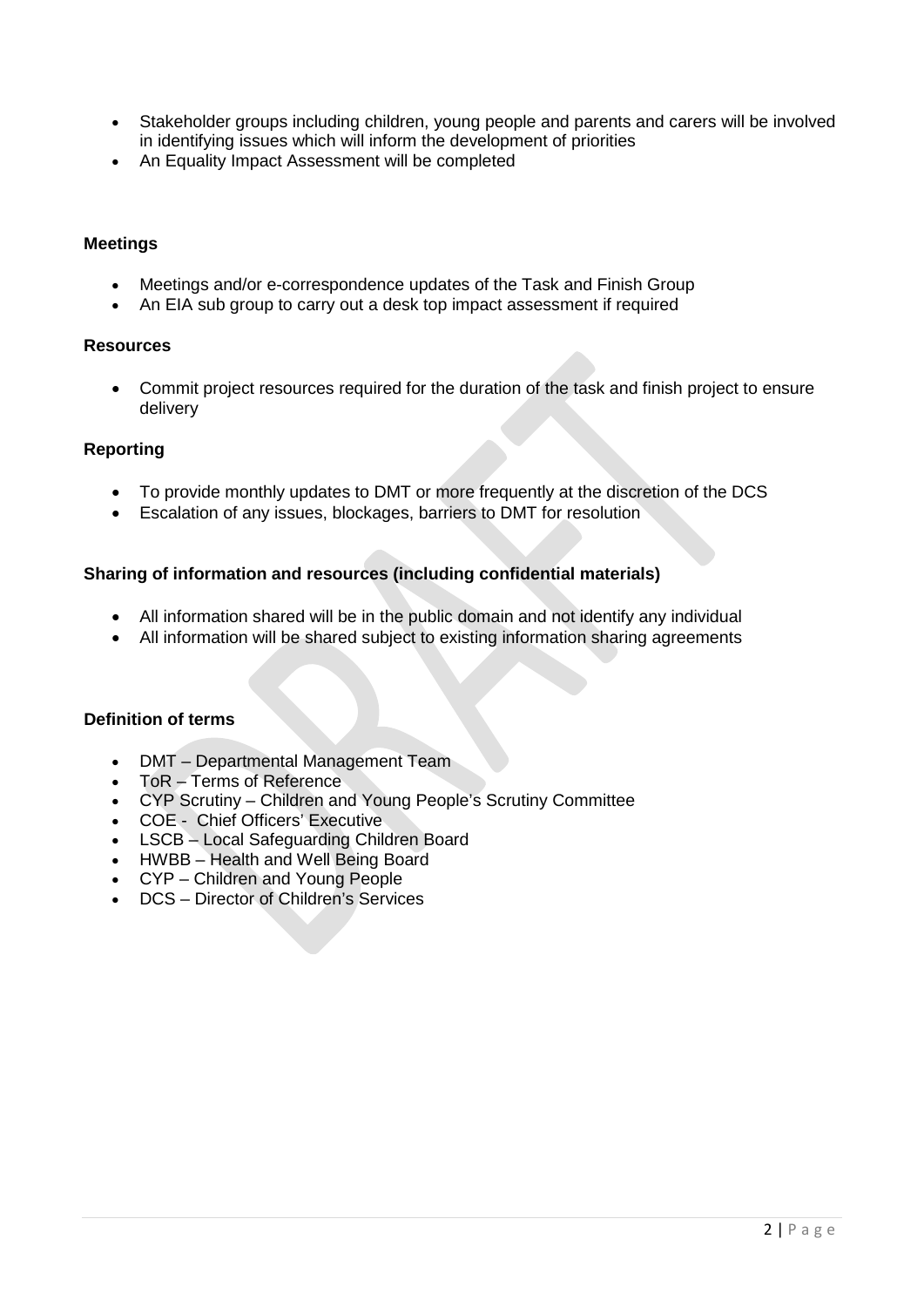- Stakeholder groups including children, young people and parents and carers will be involved in identifying issues which will inform the development of priorities
- An Equality Impact Assessment will be completed

**Meetings**

- Meetings and/or e-correspondence updates of the Task and Finish Group
- An EIA sub group to carry out a desk top impact assessment if required

**Resources**

- Commit project resources required for the duration of the task and finish project to ensure delivery

**Reporting**

- To provide monthly updates to DMT or more frequently at the discretion of the DCS
- Escalation of any issues, blockages, barriers to DMT for resolution

**Sharing of information and resources (including confidential materials)**

- All information shared will be in the public domain and not identify any individual
- All information will be shared subject to existing information sharing agreements

**Definition of terms**

- DMT – Departmental Management Team
- ToR – Terms of Reference
- CYP Scrutiny – Children and Young People's Scrutiny Committee
- COE - Chief Officers' Executive
- LSCB – Local Safeguarding Children Board
- HWBB – Health and Well Being Board
- CYP – Children and Young People
- DCS – Director of Children's Services